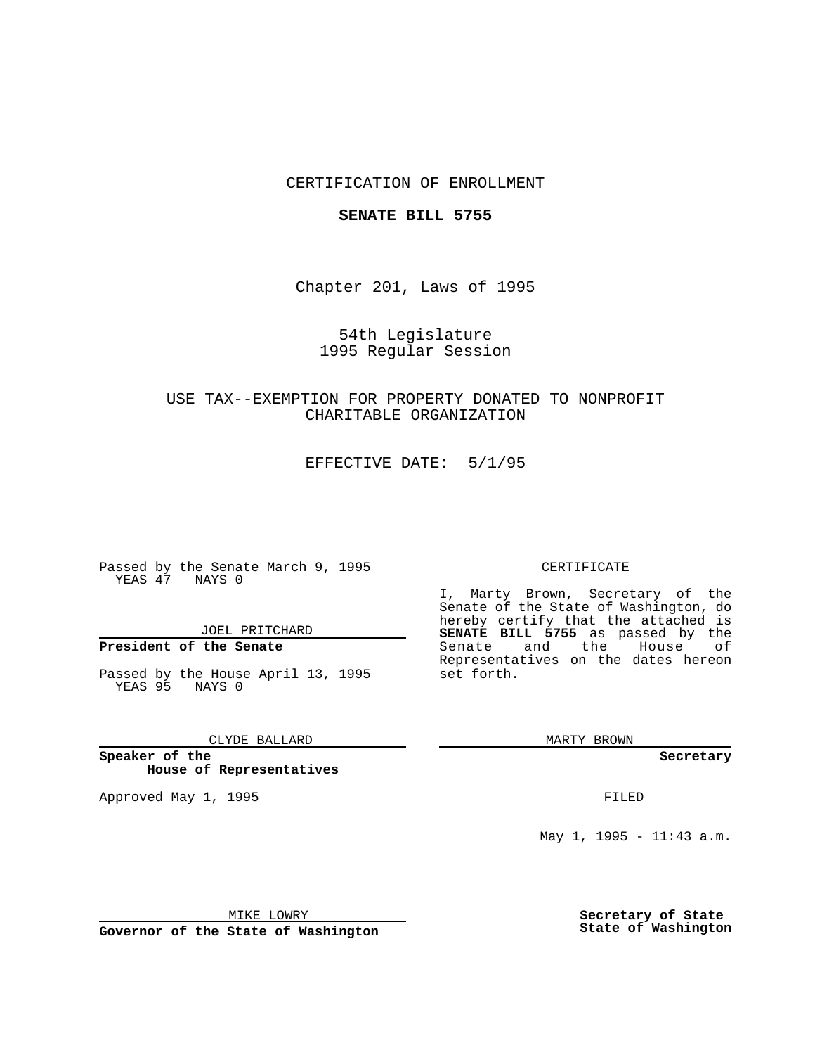CERTIFICATION OF ENROLLMENT

**SENATE BILL 5755**

Chapter 201, Laws of 1995

54th Legislature
1995 Regular Session

USE TAX--EXEMPTION FOR PROPERTY DONATED TO NONPROFIT CHARITABLE ORGANIZATION

EFFECTIVE DATE: 5/1/95

Passed by the Senate March 9, 1995
YEAS 47 NAYS 0

JOEL PRITCHARD

**President of the Senate**

Passed by the House April 13, 1995
YEAS 95 NAYS 0

CLYDE BALLARD

**Speaker of the House of Representatives**

Approved May 1, 1995

MIKE LOWRY

**Governor of the State of Washington**

CERTIFICATE

I, Marty Brown, Secretary of the Senate of the State of Washington, do hereby certify that the attached is **SENATE BILL 5755** as passed by the Senate and the House of Representatives on the dates hereon set forth.

MARTY BROWN

**Secretary**

FILED

May 1, 1995 - 11:43 a.m.

**Secretary of State State of Washington**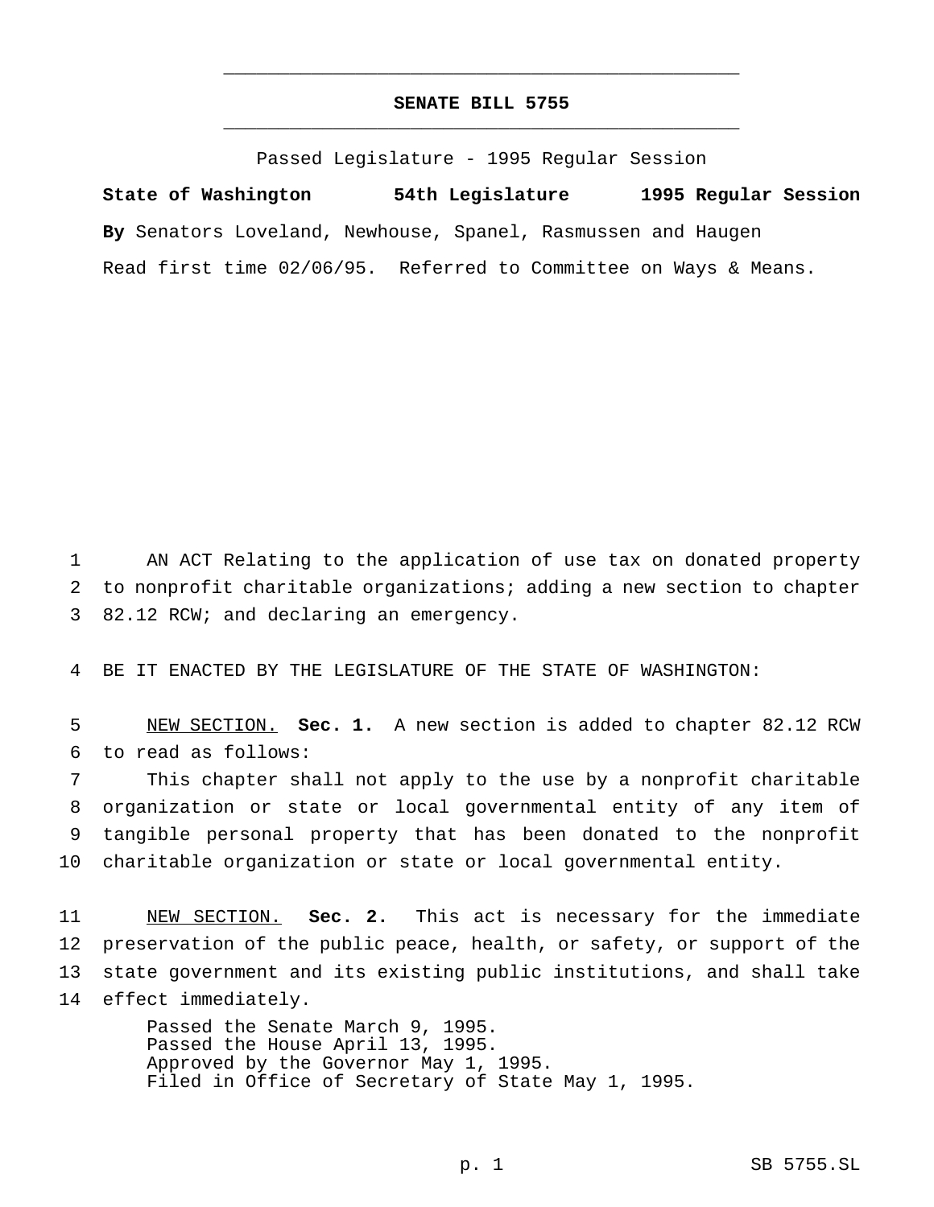# SENATE BILL 5755

Passed Legislature - 1995 Regular Session

**State of Washington 54th Legislature 1995 Regular Session**

**By** Senators Loveland, Newhouse, Spanel, Rasmussen and Haugen

Read first time 02/06/95. Referred to Committee on Ways & Means.

AN ACT Relating to the application of use tax on donated property to nonprofit charitable organizations; adding a new section to chapter 82.12 RCW; and declaring an emergency.

BE IT ENACTED BY THE LEGISLATURE OF THE STATE OF WASHINGTON:

NEW SECTION. **Sec. 1.** A new section is added to chapter 82.12 RCW to read as follows:

This chapter shall not apply to the use by a nonprofit charitable organization or state or local governmental entity of any item of tangible personal property that has been donated to the nonprofit charitable organization or state or local governmental entity.

NEW SECTION. **Sec. 2.** This act is necessary for the immediate preservation of the public peace, health, or safety, or support of the state government and its existing public institutions, and shall take effect immediately.

Passed the Senate March 9, 1995.
Passed the House April 13, 1995.
Approved by the Governor May 1, 1995.
Filed in Office of Secretary of State May 1, 1995.